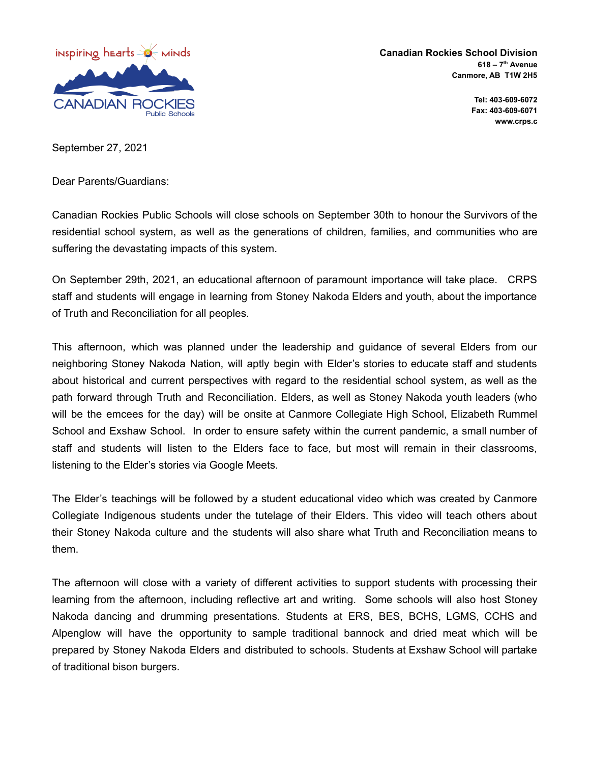inspiring hearts minds

CANADIAN ROCKIES Public Schools

**Canadian Rockies School Division**
**618 – 7th Avenue**
**Canmore, AB T1W 2H5**

**Tel: 403-609-6072**
**Fax: 403-609-6071**
**www.crps.c**

September 27, 2021

Dear Parents/Guardians:

Canadian Rockies Public Schools will close schools on September 30th to honour the Survivors of the residential school system, as well as the generations of children, families, and communities who are suffering the devastating impacts of this system.

On September 29th, 2021, an educational afternoon of paramount importance will take place. CRPS staff and students will engage in learning from Stoney Nakoda Elders and youth, about the importance of Truth and Reconciliation for all peoples.

This afternoon, which was planned under the leadership and guidance of several Elders from our neighboring Stoney Nakoda Nation, will aptly begin with Elder's stories to educate staff and students about historical and current perspectives with regard to the residential school system, as well as the path forward through Truth and Reconciliation. Elders, as well as Stoney Nakoda youth leaders (who will be the emcees for the day) will be onsite at Canmore Collegiate High School, Elizabeth Rummel School and Exshaw School. In order to ensure safety within the current pandemic, a small number of staff and students will listen to the Elders face to face, but most will remain in their classrooms, listening to the Elder's stories via Google Meets.

The Elder's teachings will be followed by a student educational video which was created by Canmore Collegiate Indigenous students under the tutelage of their Elders. This video will teach others about their Stoney Nakoda culture and the students will also share what Truth and Reconciliation means to them.

The afternoon will close with a variety of different activities to support students with processing their learning from the afternoon, including reflective art and writing. Some schools will also host Stoney Nakoda dancing and drumming presentations. Students at ERS, BES, BCHS, LGMS, CCHS and Alpenglow will have the opportunity to sample traditional bannock and dried meat which will be prepared by Stoney Nakoda Elders and distributed to schools. Students at Exshaw School will partake of traditional bison burgers.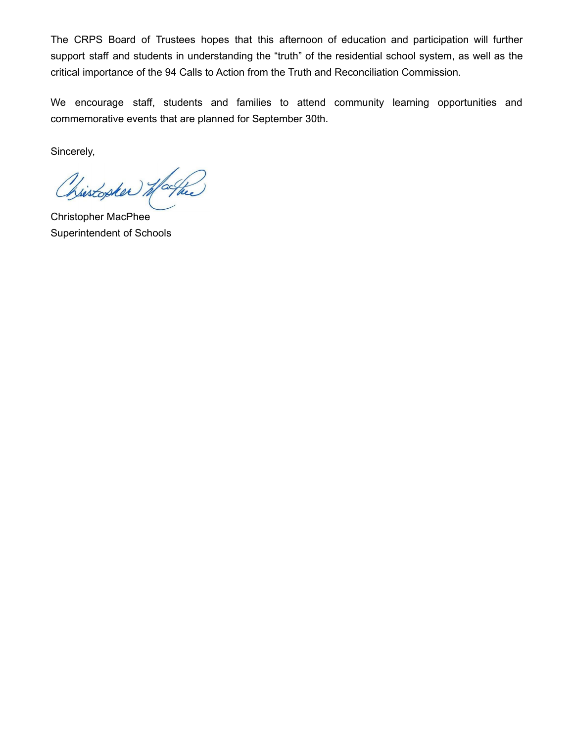The CRPS Board of Trustees hopes that this afternoon of education and participation will further support staff and students in understanding the "truth" of the residential school system, as well as the critical importance of the 94 Calls to Action from the Truth and Reconciliation Commission.

We encourage staff, students and families to attend community learning opportunities and commemorative events that are planned for September 30th.

Sincerely,

Christopher MacPhee
Superintendent of Schools